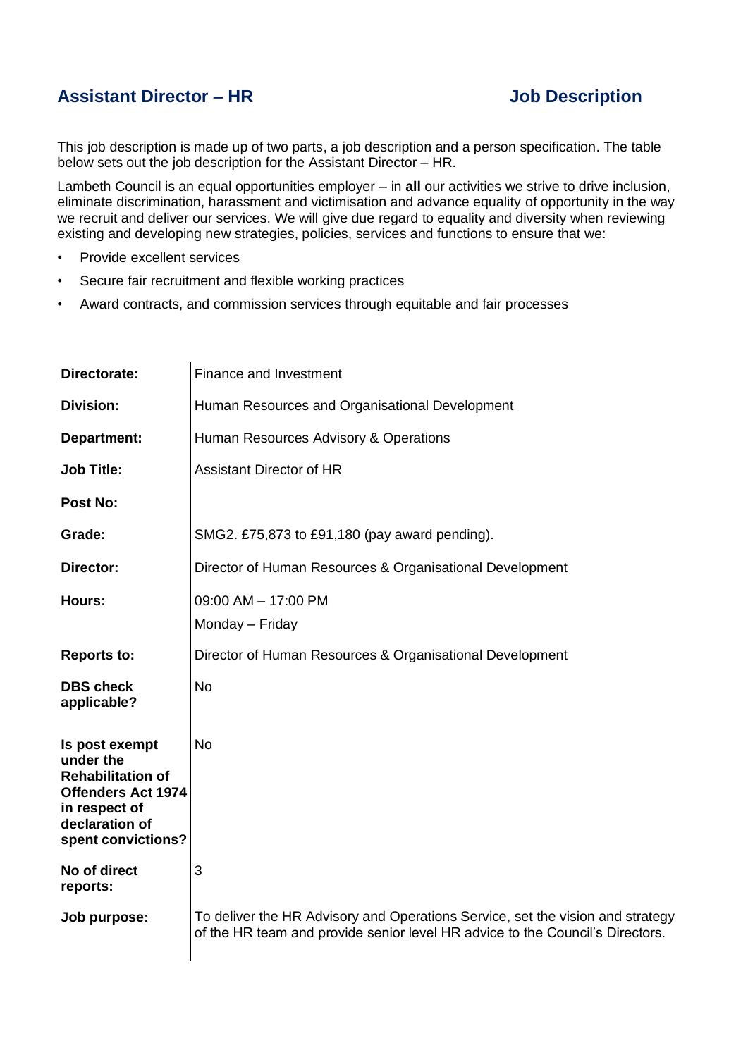# Assistant Director – HR

## Job Description

This job description is made up of two parts, a job description and a person specification. The table below sets out the job description for the Assistant Director – HR.

Lambeth Council is an equal opportunities employer – in **all** our activities we strive to drive inclusion, eliminate discrimination, harassment and victimisation and advance equality of opportunity in the way we recruit and deliver our services. We will give due regard to equality and diversity when reviewing existing and developing new strategies, policies, services and functions to ensure that we:

- Provide excellent services
- Secure fair recruitment and flexible working practices
- Award contracts, and commission services through equitable and fair processes

| | |
|---|---|
| **Directorate:** | Finance and Investment |
| **Division:** | Human Resources and Organisational Development |
| **Department:** | Human Resources Advisory & Operations |
| **Job Title:** | Assistant Director of HR |
| **Post No:** | |
| **Grade:** | SMG2. £75,873 to £91,180 (pay award pending). |
| **Director:** | Director of Human Resources & Organisational Development |
| **Hours:** | 09:00 AM – 17:00 PM<br>Monday – Friday |
| **Reports to:** | Director of Human Resources & Organisational Development |
| **DBS check applicable?** | No |
| **Is post exempt under the Rehabilitation of Offenders Act 1974 in respect of declaration of spent convictions?** | No |
| **No of direct reports:** | 3 |
| **Job purpose:** | To deliver the HR Advisory and Operations Service, set the vision and strategy of the HR team and provide senior level HR advice to the Council's Directors. |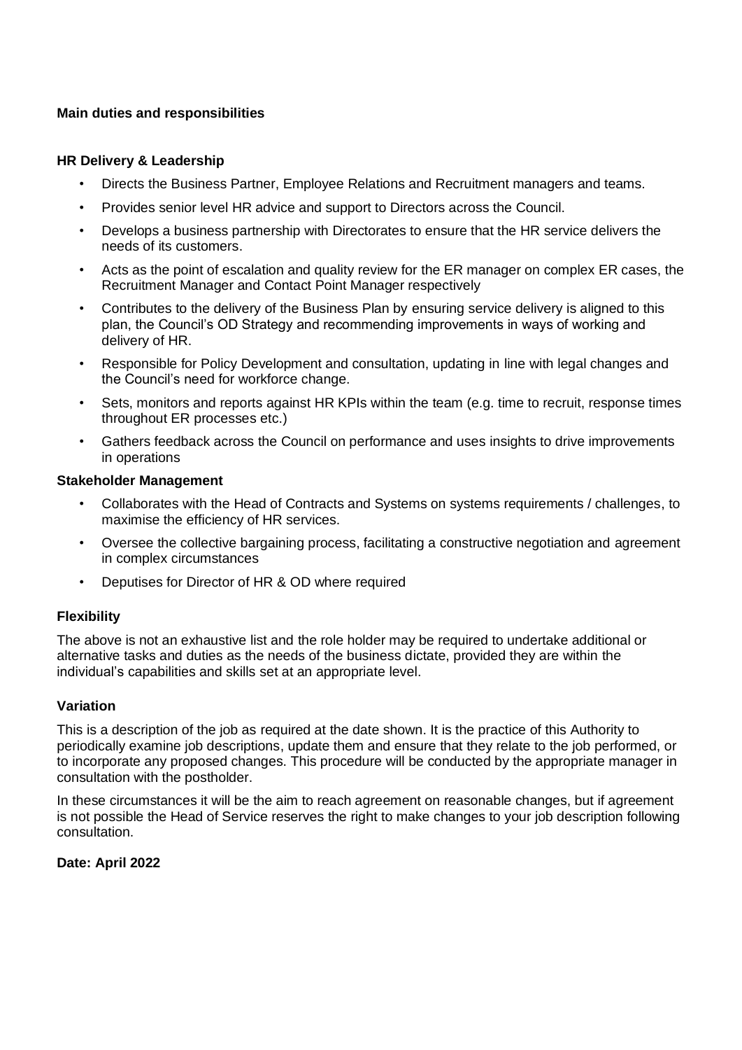**Main duties and responsibilities**

**HR Delivery & Leadership**

- Directs the Business Partner, Employee Relations and Recruitment managers and teams.
- Provides senior level HR advice and support to Directors across the Council.
- Develops a business partnership with Directorates to ensure that the HR service delivers the needs of its customers.
- Acts as the point of escalation and quality review for the ER manager on complex ER cases, the Recruitment Manager and Contact Point Manager respectively
- Contributes to the delivery of the Business Plan by ensuring service delivery is aligned to this plan, the Council's OD Strategy and recommending improvements in ways of working and delivery of HR.
- Responsible for Policy Development and consultation, updating in line with legal changes and the Council's need for workforce change.
- Sets, monitors and reports against HR KPIs within the team (e.g. time to recruit, response times throughout ER processes etc.)
- Gathers feedback across the Council on performance and uses insights to drive improvements in operations

**Stakeholder Management**

- Collaborates with the Head of Contracts and Systems on systems requirements / challenges, to maximise the efficiency of HR services.
- Oversee the collective bargaining process, facilitating a constructive negotiation and agreement in complex circumstances
- Deputises for Director of HR & OD where required

**Flexibility**

The above is not an exhaustive list and the role holder may be required to undertake additional or alternative tasks and duties as the needs of the business dictate, provided they are within the individual's capabilities and skills set at an appropriate level.

**Variation**

This is a description of the job as required at the date shown. It is the practice of this Authority to periodically examine job descriptions, update them and ensure that they relate to the job performed, or to incorporate any proposed changes. This procedure will be conducted by the appropriate manager in consultation with the postholder.

In these circumstances it will be the aim to reach agreement on reasonable changes, but if agreement is not possible the Head of Service reserves the right to make changes to your job description following consultation.

**Date: April 2022**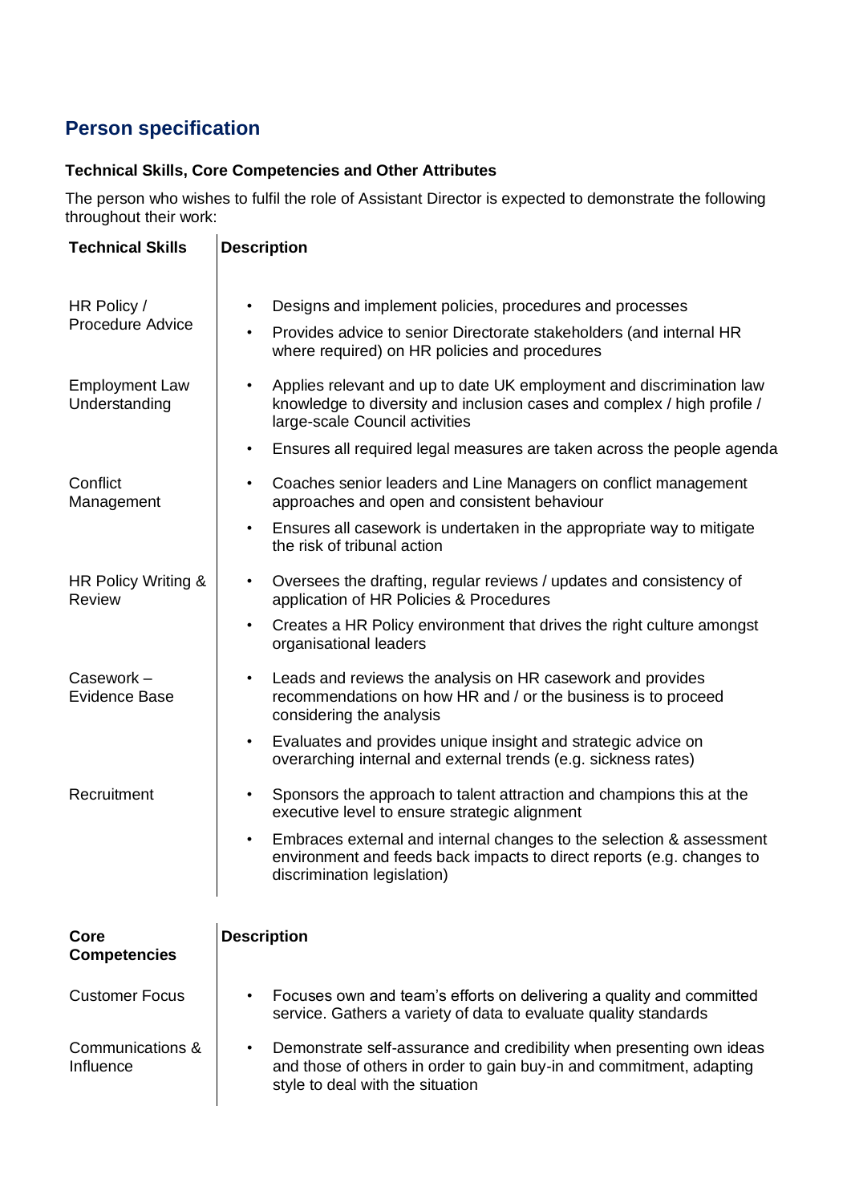## Person specification

**Technical Skills, Core Competencies and Other Attributes**

The person who wishes to fulfil the role of Assistant Director is expected to demonstrate the following throughout their work:

| Technical Skills | Description |
|---|---|
| HR Policy / Procedure Advice | • Designs and implement policies, procedures and processes<br>• Provides advice to senior Directorate stakeholders (and internal HR where required) on HR policies and procedures |
| Employment Law Understanding | • Applies relevant and up to date UK employment and discrimination law knowledge to diversity and inclusion cases and complex / high profile / large-scale Council activities<br>• Ensures all required legal measures are taken across the people agenda |
| Conflict Management | • Coaches senior leaders and Line Managers on conflict management approaches and open and consistent behaviour<br>• Ensures all casework is undertaken in the appropriate way to mitigate the risk of tribunal action |
| HR Policy Writing & Review | • Oversees the drafting, regular reviews / updates and consistency of application of HR Policies & Procedures<br>• Creates a HR Policy environment that drives the right culture amongst organisational leaders |
| Casework – Evidence Base | • Leads and reviews the analysis on HR casework and provides recommendations on how HR and / or the business is to proceed considering the analysis<br>• Evaluates and provides unique insight and strategic advice on overarching internal and external trends (e.g. sickness rates) |
| Recruitment | • Sponsors the approach to talent attraction and champions this at the executive level to ensure strategic alignment<br>• Embraces external and internal changes to the selection & assessment environment and feeds back impacts to direct reports (e.g. changes to discrimination legislation) |

| Core Competencies | Description |
|---|---|
| Customer Focus | • Focuses own and team's efforts on delivering a quality and committed service. Gathers a variety of data to evaluate quality standards |
| Communications & Influence | • Demonstrate self-assurance and credibility when presenting own ideas and those of others in order to gain buy-in and commitment, adapting style to deal with the situation |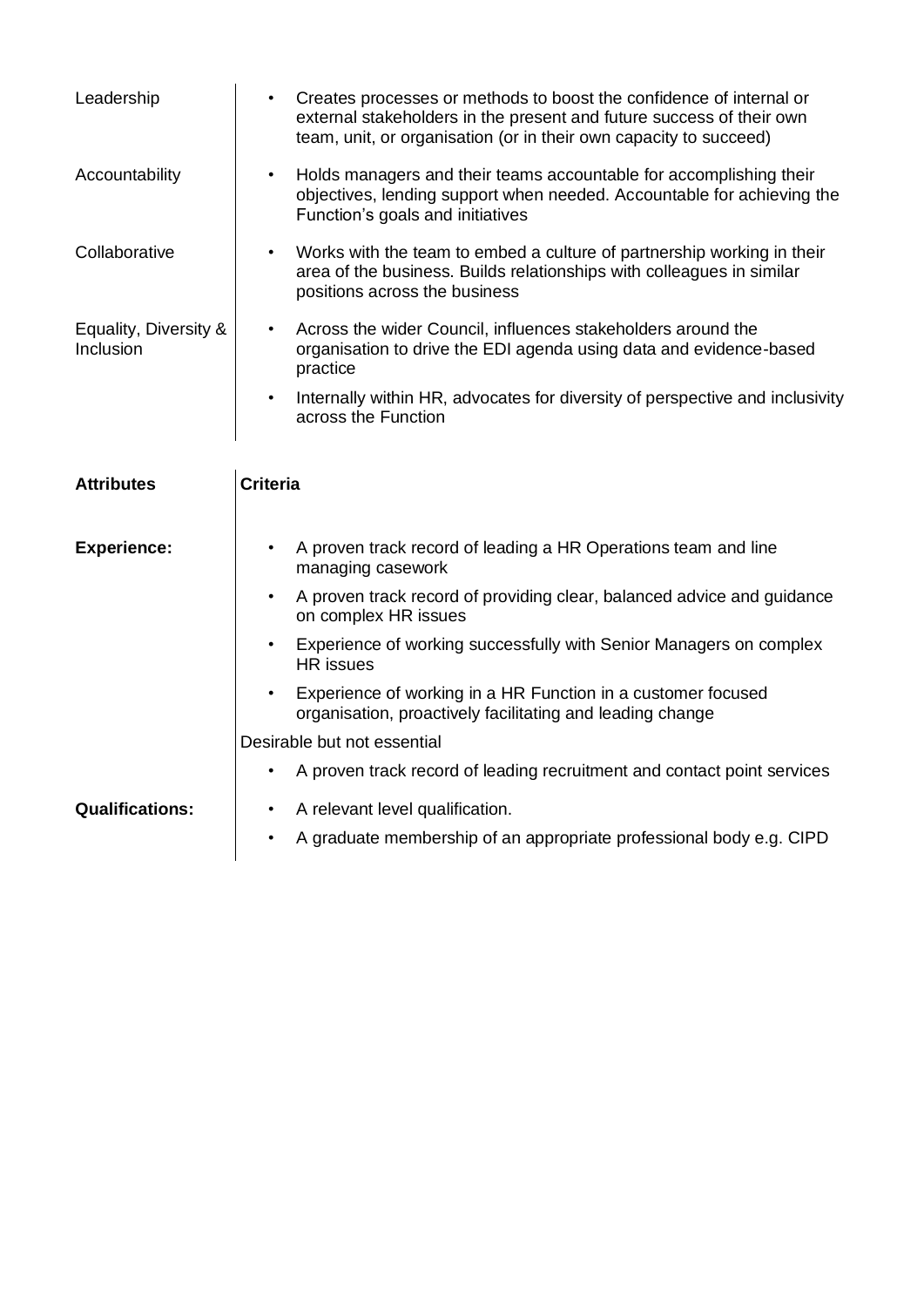| | |
|---|---|
| Leadership | • Creates processes or methods to boost the confidence of internal or external stakeholders in the present and future success of their own team, unit, or organisation (or in their own capacity to succeed) |
| Accountability | • Holds managers and their teams accountable for accomplishing their objectives, lending support when needed. Accountable for achieving the Function's goals and initiatives |
| Collaborative | • Works with the team to embed a culture of partnership working in their area of the business. Builds relationships with colleagues in similar positions across the business |
| Equality, Diversity & Inclusion | • Across the wider Council, influences stakeholders around the organisation to drive the EDI agenda using data and evidence-based practice<br>• Internally within HR, advocates for diversity of perspective and inclusivity across the Function |

| **Attributes** | **Criteria** |
|---|---|
| **Experience:** | • A proven track record of leading a HR Operations team and line managing casework<br>• A proven track record of providing clear, balanced advice and guidance on complex HR issues<br>• Experience of working successfully with Senior Managers on complex HR issues<br>• Experience of working in a HR Function in a customer focused organisation, proactively facilitating and leading change<br>Desirable but not essential<br>• A proven track record of leading recruitment and contact point services |
| **Qualifications:** | • A relevant level qualification.<br>• A graduate membership of an appropriate professional body e.g. CIPD |